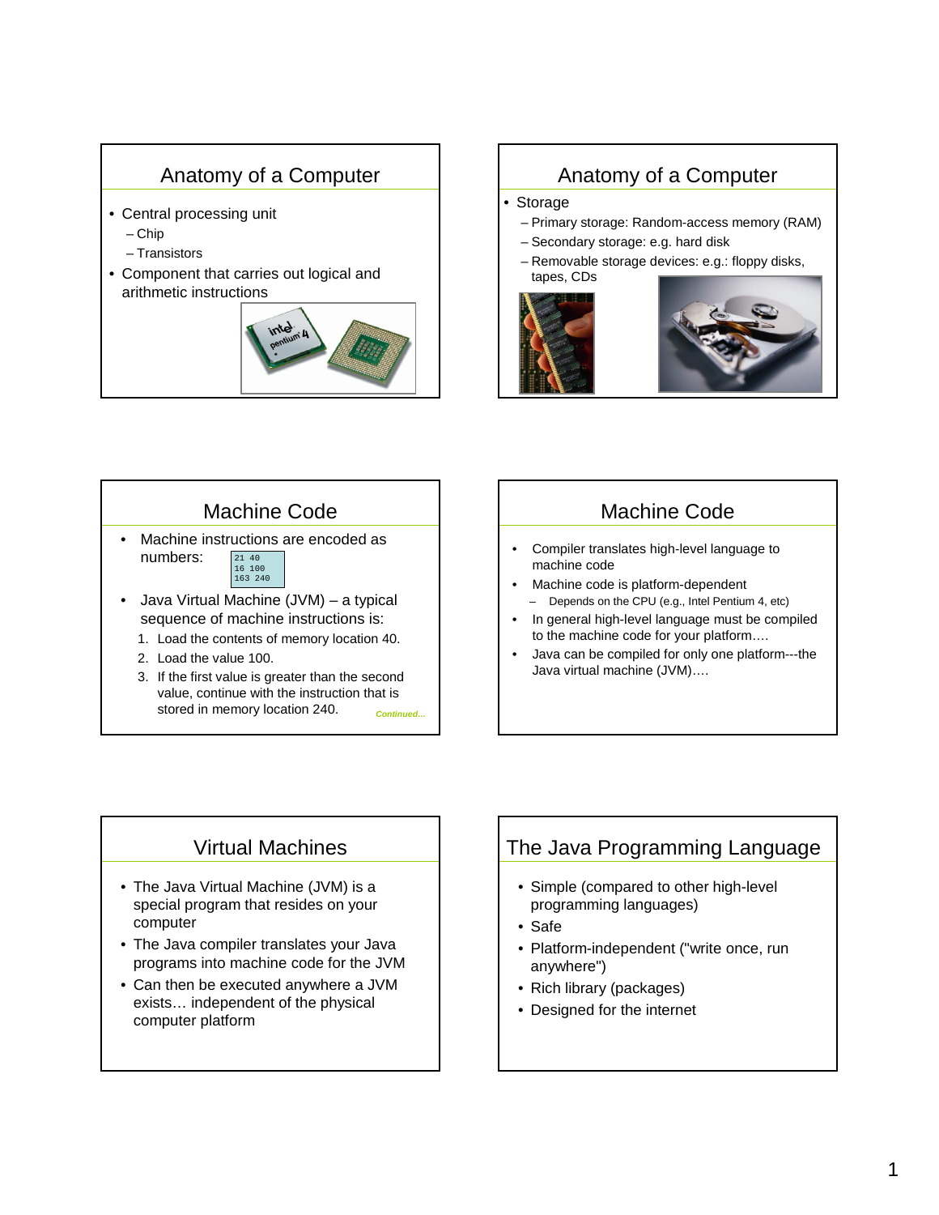## Anatomy of a Computer

- Central processing unit
  - Chip
  - Transistors
- Component that carries out logical and arithmetic instructions

## Anatomy of a Computer

- Storage
  - Primary storage: Random-access memory (RAM)
  - Secondary storage: e.g. hard disk
  - Removable storage devices: e.g.: floppy disks, tapes, CDs

## Machine Code

- Machine instructions are encoded as numbers:

```
21 40
16 100
163 240
```

- Java Virtual Machine (JVM) – a typical sequence of machine instructions is:
  1. Load the contents of memory location 40.
  2. Load the value 100.
  3. If the first value is greater than the second value, continue with the instruction that is stored in memory location 240.

*Continued…*

## Machine Code

- Compiler translates high-level language to machine code
- Machine code is platform-dependent
  - Depends on the CPU (e.g., Intel Pentium 4, etc)
- In general high-level language must be compiled to the machine code for your platform….
- Java can be compiled for only one platform---the Java virtual machine (JVM)….

## Virtual Machines

- The Java Virtual Machine (JVM) is a special program that resides on your computer
- The Java compiler translates your Java programs into machine code for the JVM
- Can then be executed anywhere a JVM exists… independent of the physical computer platform

## The Java Programming Language

- Simple (compared to other high-level programming languages)
- Safe
- Platform-independent ("write once, run anywhere")
- Rich library (packages)
- Designed for the internet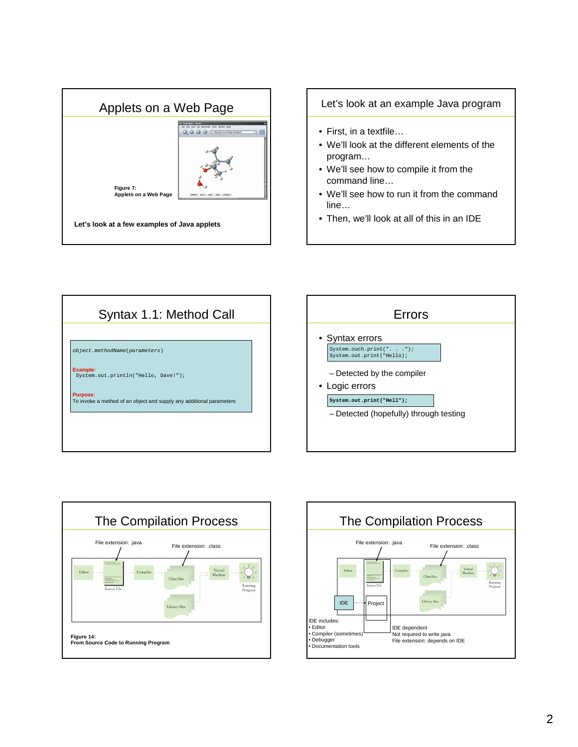## Applets on a Web Page

**Figure 7:**
**Applets on a Web Page**

**Let's look at a few examples of Java applets**

## Let's look at an example Java program

- First, in a textfile…
- We'll look at the different elements of the program…
- We'll see how to compile it from the command line…
- We'll see how to run it from the command line…
- Then, we'll look at all of this in an IDE

## Syntax 1.1: Method Call

*object.methodName(parameters)*

**Example:**

```
System.out.println("Hello, Dave!");
```

**Purpose:**
To invoke a method of an object and supply any additional parameters

## Errors

- Syntax errors

```
System.ouch.print(". . .");
System.out.print("Hello);
```

  – Detected by the compiler
- Logic errors

```
System.out.print("Hell");
```

  – Detected (hopefully) through testing

## The Compilation Process

File extension: .java

File extension: .class

Editor → Source File → Compiler → Class files → Virtual Machine → Running Program

Library files

**Figure 14:**
**From Source Code to Running Program**

## The Compilation Process

File extension: .java

File extension: .class

Editor → Source File → Compiler → Class files → Virtual Machine → Running Program

Library files

IDE

Project

IDE includes:
- Editor
- Compiler (sometimes)
- Debugger
- Documentation tools

IDE dependent
Not required to write java
File extension: depends on IDE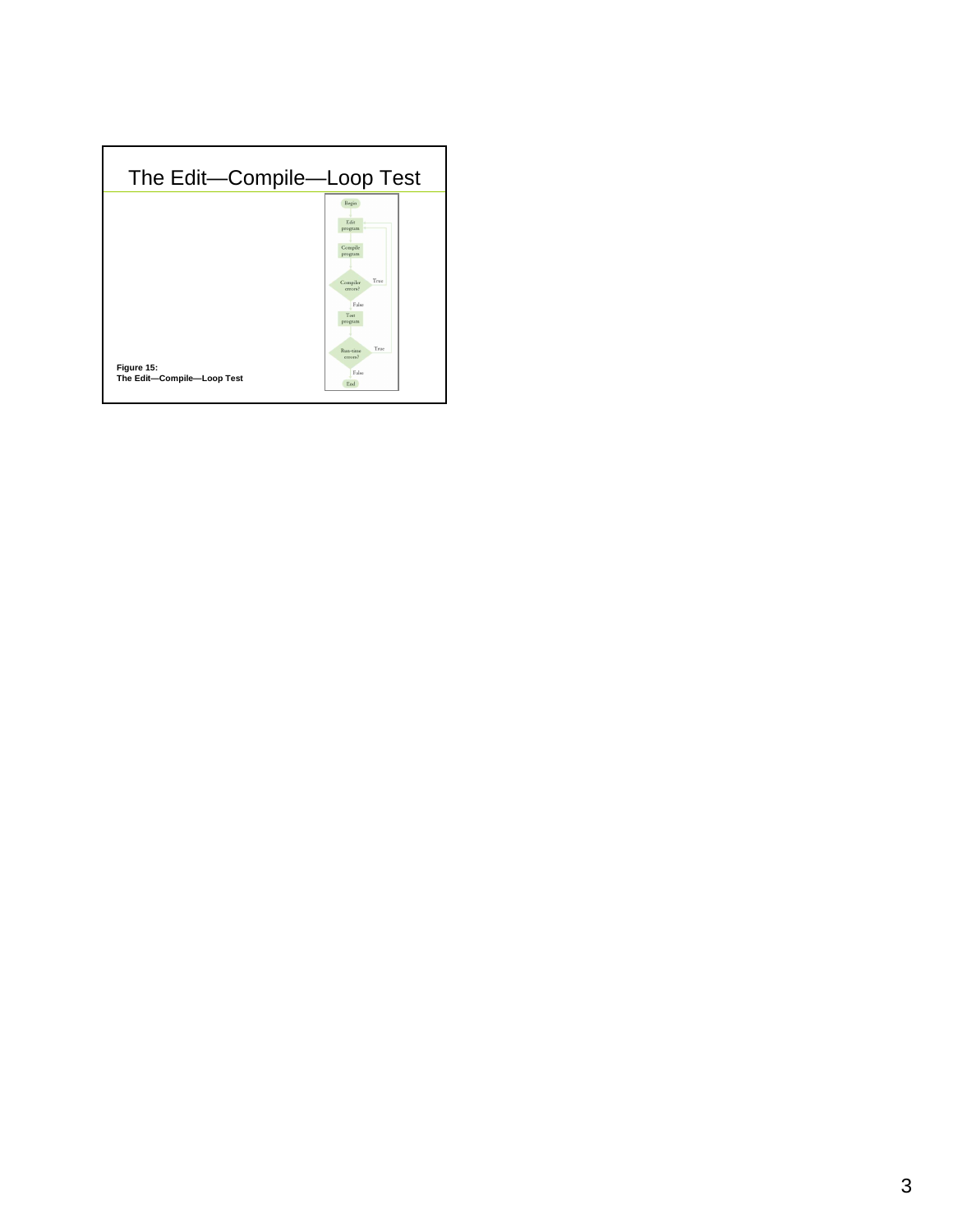# The Edit—Compile—Loop Test

Begin

Edit program

Compile program

Compiler errors?

True

False

Test program

Run-time errors?

True

False

End

**Figure 15:**
**The Edit—Compile—Loop Test**